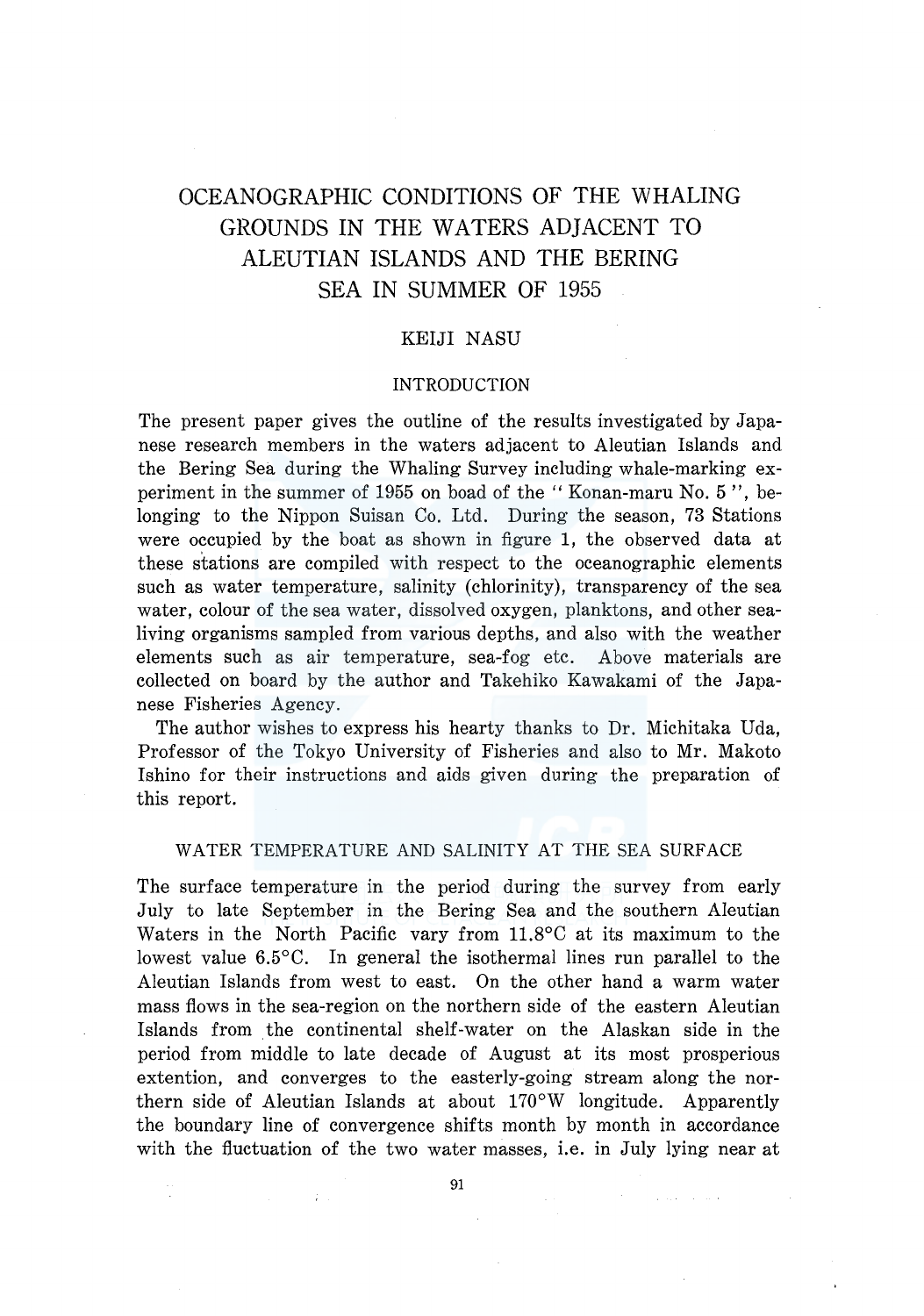# OCEANOGRAPHIC CONDITIONS OF THE WHALING GROUNDS IN THE WATERS ADJACENT TO ALEUTIAN ISLANDS AND THE BERING SEA IN SUMMER OF 1955

KEIJI NASU

## INTRODUCTION

The present paper gives the outline of the results investigated by Japanese research members in the waters adjacent to Aleutian Islands and the Bering Sea during the Whaling Survey including whale-marking experiment in the summer of 1955 on boad of the " Konan-maru No. 5 ", belonging to the Nippon Suisan Co. Ltd. During the season, 73 Stations were occupied by the boat as shown in figure 1, the observed data at these stations are compiled with respect to the oceanographic elements such as water temperature, salinity (chlorinity), transparency of the sea water, colour of the sea water, dissolved oxygen, planktons, and other sea-living organisms sampled from various depths, and also with the weather elements such as air temperature, sea-fog etc. Above materials are collected on board by the author and Takehiko Kawakami of the Japanese Fisheries Agency.

The author wishes to express his hearty thanks to Dr. Michitaka Uda, Professor of the Tokyo University of Fisheries and also to Mr. Makoto Ishino for their instructions and aids given during the preparation of this report.

## WATER TEMPERATURE AND SALINITY AT THE SEA SURFACE

The surface temperature in the period during the survey from early July to late September in the Bering Sea and the southern Aleutian Waters in the North Pacific vary from 11.8°C at its maximum to the lowest value 6.5°C. In general the isothermal lines run parallel to the Aleutian Islands from west to east. On the other hand a warm water mass flows in the sea-region on the northern side of the eastern Aleutian Islands from the continental shelf-water on the Alaskan side in the period from middle to late decade of August at its most prosperious extention, and converges to the easterly-going stream along the northern side of Aleutian Islands at about 170°W longitude. Apparently the boundary line of convergence shifts month by month in accordance with the fluctuation of the two water masses, i.e. in July lying near at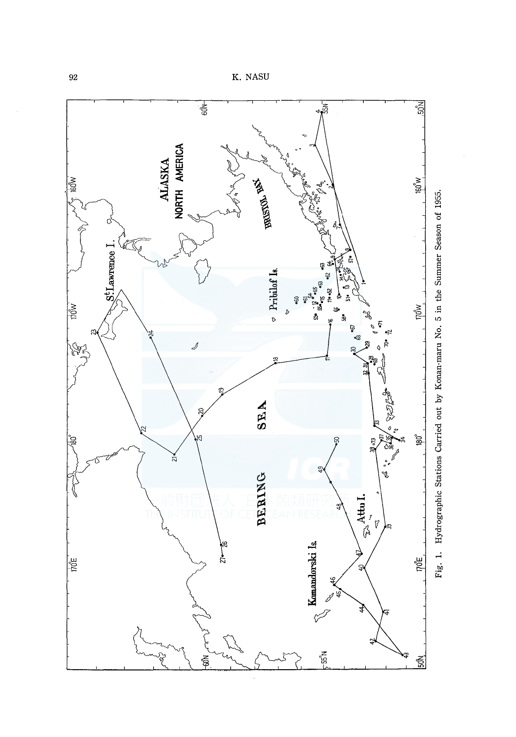Fig. 1. Hydrographic Stations Carried out by Konan-maru No. 5 in the Summer Season of 1955.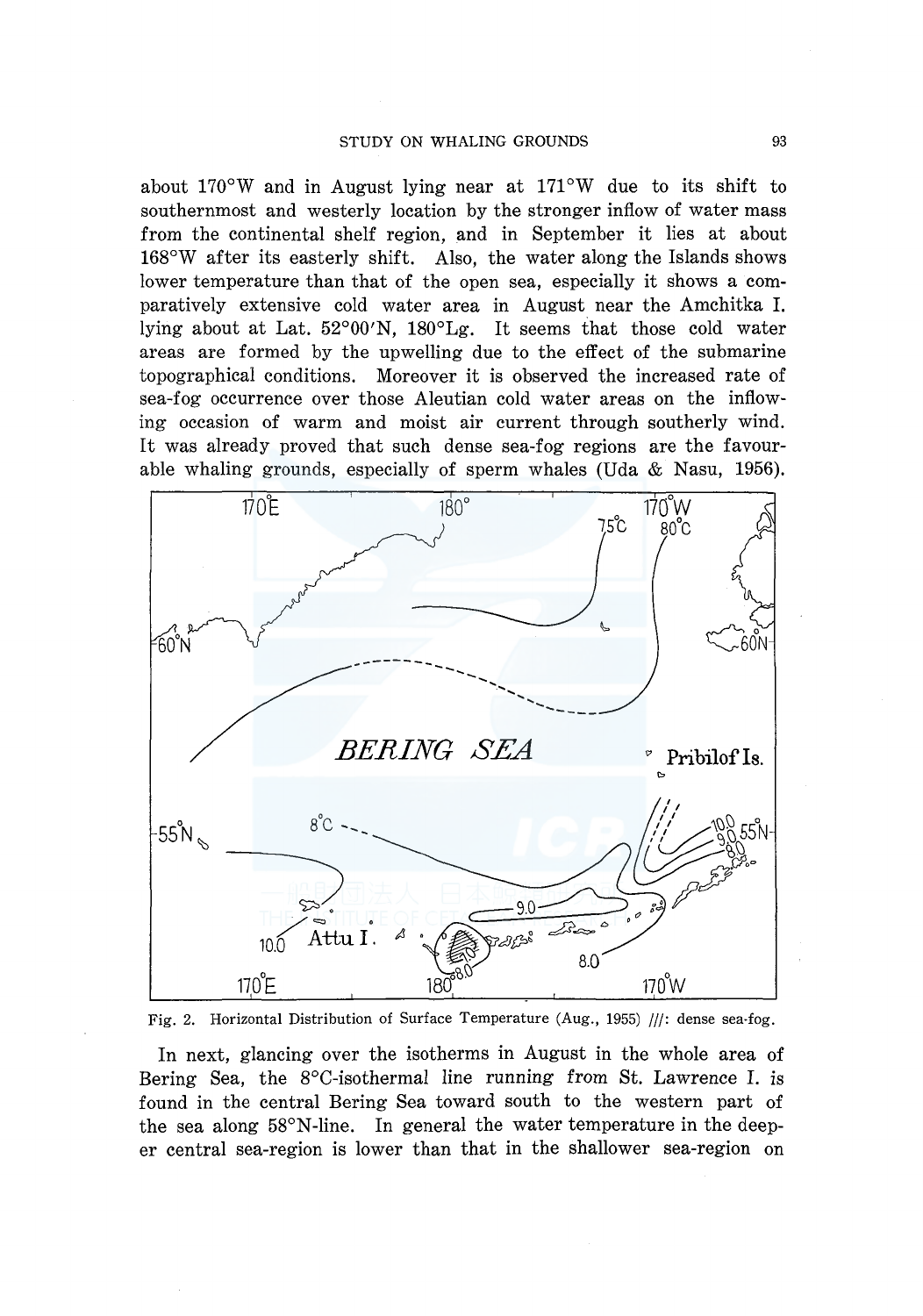about 170°W and in August lying near at 171°W due to its shift to southernmost and westerly location by the stronger inflow of water mass from the continental shelf region, and in September it lies at about 168°W after its easterly shift. Also, the water along the Islands shows lower temperature than that of the open sea, especially it shows a comparatively extensive cold water area in August near the Amchitka I. lying about at Lat. 52°00'N, 180°Lg. It seems that those cold water areas are formed by the upwelling due to the effect of the submarine topographical conditions. Moreover it is observed the increased rate of sea-fog occurrence over those Aleutian cold water areas on the inflowing occasion of warm and moist air current through southerly wind. It was already proved that such dense sea-fog regions are the favourable whaling grounds, especially of sperm whales (Uda & Nasu, 1956).

Fig. 2. Horizontal Distribution of Surface Temperature (Aug., 1955) ///: dense sea-fog.

In next, glancing over the isotherms in August in the whole area of Bering Sea, the 8°C-isothermal line running from St. Lawrence I. is found in the central Bering Sea toward south to the western part of the sea along 58°N-line. In general the water temperature in the deeper central sea-region is lower than that in the shallower sea-region on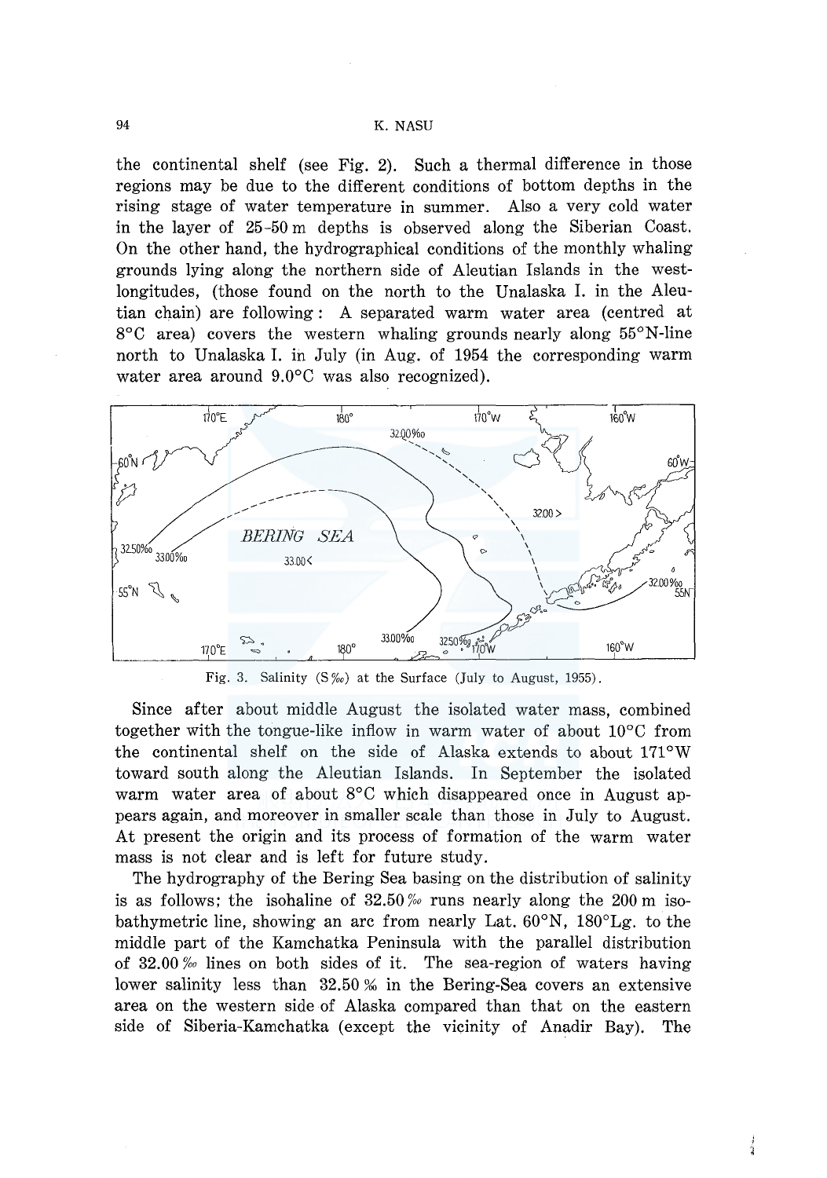the continental shelf (see Fig. 2). Such a thermal difference in those regions may be due to the different conditions of bottom depths in the rising stage of water temperature in summer. Also a very cold water in the layer of 25-50 m depths is observed along the Siberian Coast. On the other hand, the hydrographical conditions of the monthly whaling grounds lying along the northern side of Aleutian Islands in the west-longitudes, (those found on the north to the Unalaska I. in the Aleutian chain) are following: A separated warm water area (centred at 8°C area) covers the western whaling grounds nearly along 55°N-line north to Unalaska I. in July (in Aug. of 1954 the corresponding warm water area around 9.0°C was also recognized).

Fig. 3. Salinity (S‰) at the Surface (July to August, 1955).

Since after about middle August the isolated water mass, combined together with the tongue-like inflow in warm water of about 10°C from the continental shelf on the side of Alaska extends to about 171°W toward south along the Aleutian Islands. In September the isolated warm water area of about 8°C which disappeared once in August appears again, and moreover in smaller scale than those in July to August. At present the origin and its process of formation of the warm water mass is not clear and is left for future study.

The hydrography of the Bering Sea basing on the distribution of salinity is as follows; the isohaline of 32.50‰ runs nearly along the 200 m isobathymetric line, showing an arc from nearly Lat. 60°N, 180°Lg. to the middle part of the Kamchatka Peninsula with the parallel distribution of 32.00‰ lines on both sides of it. The sea-region of waters having lower salinity less than 32.50% in the Bering-Sea covers an extensive area on the western side of Alaska compared than that on the eastern side of Siberia-Kamchatka (except the vicinity of Anadir Bay). The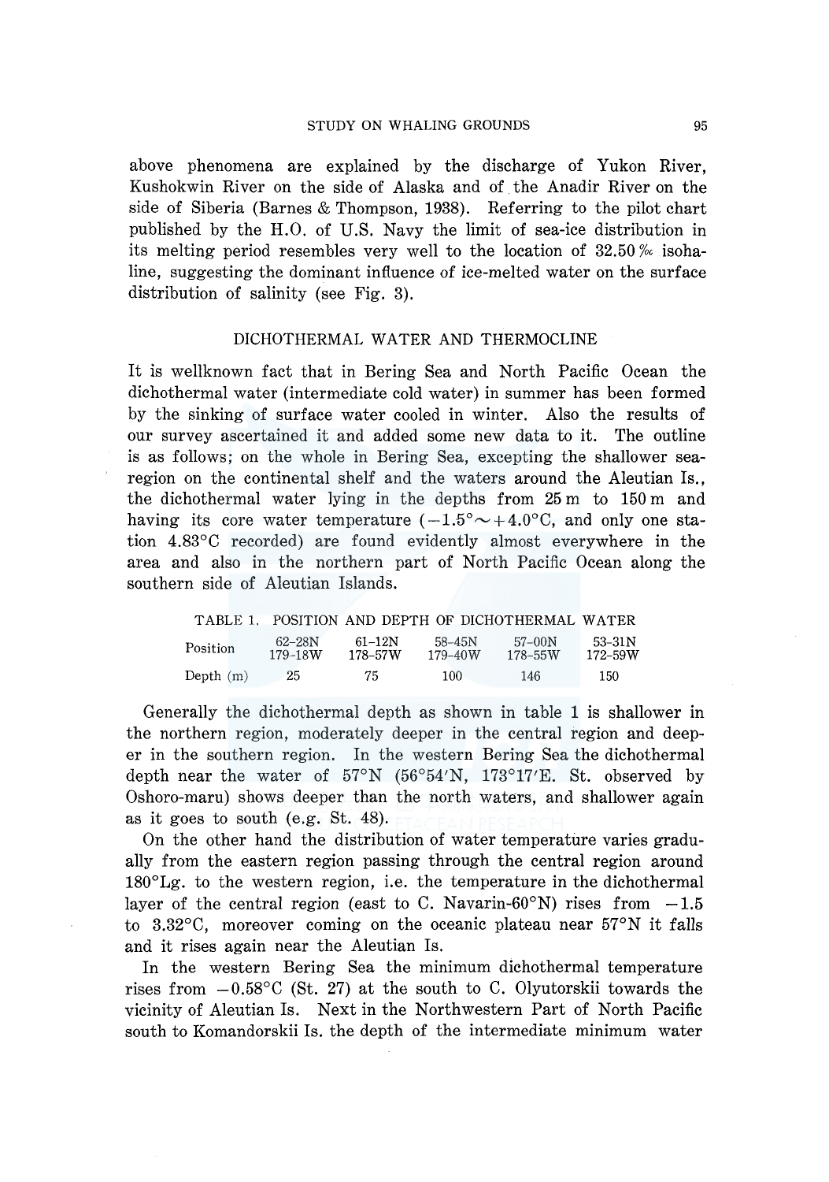above phenomena are explained by the discharge of Yukon River, Kushokwin River on the side of Alaska and of the Anadir River on the side of Siberia (Barnes & Thompson, 1938). Referring to the pilot chart published by the H.O. of U.S. Navy the limit of sea-ice distribution in its melting period resembles very well to the location of 32.50 ‰ isohaline, suggesting the dominant influence of ice-melted water on the surface distribution of salinity (see Fig. 3).

## DICHOTHERMAL WATER AND THERMOCLINE

It is wellknown fact that in Bering Sea and North Pacific Ocean the dichothermal water (intermediate cold water) in summer has been formed by the sinking of surface water cooled in winter. Also the results of our survey ascertained it and added some new data to it. The outline is as follows; on the whole in Bering Sea, excepting the shallower sea-region on the continental shelf and the waters around the Aleutian Is., the dichothermal water lying in the depths from 25 m to 150 m and having its core water temperature ($-1.5° \sim +4.0°C$, and only one station 4.83°C recorded) are found evidently almost everywhere in the area and also in the northern part of North Pacific Ocean along the southern side of Aleutian Islands.

TABLE 1. POSITION AND DEPTH OF DICHOTHERMAL WATER

| Position | 62–28N 179–18W | 61–12N 178–57W | 58–45N 179–40W | 57–00N 178–55W | 53–31N 172–59W |
|---|---|---|---|---|---|
| Depth (m) | 25 | 75 | 100 | 146 | 150 |

Generally the dichothermal depth as shown in table 1 is shallower in the northern region, moderately deeper in the central region and deeper in the southern region. In the western Bering Sea the dichothermal depth near the water of 57°N (56°54′N, 173°17′E. St. observed by Oshoro-maru) shows deeper than the north waters, and shallower again as it goes to south (e.g. St. 48).

On the other hand the distribution of water temperature varies gradually from the eastern region passing through the central region around 180°Lg. to the western region, i.e. the temperature in the dichothermal layer of the central region (east to C. Navarin-60°N) rises from $-1.5$ to 3.32°C, moreover coming on the oceanic plateau near 57°N it falls and it rises again near the Aleutian Is.

In the western Bering Sea the minimum dichothermal temperature rises from $-0.58°C$ (St. 27) at the south to C. Olyutorskii towards the vicinity of Aleutian Is. Next in the Northwestern Part of North Pacific south to Komandorskii Is. the depth of the intermediate minimum water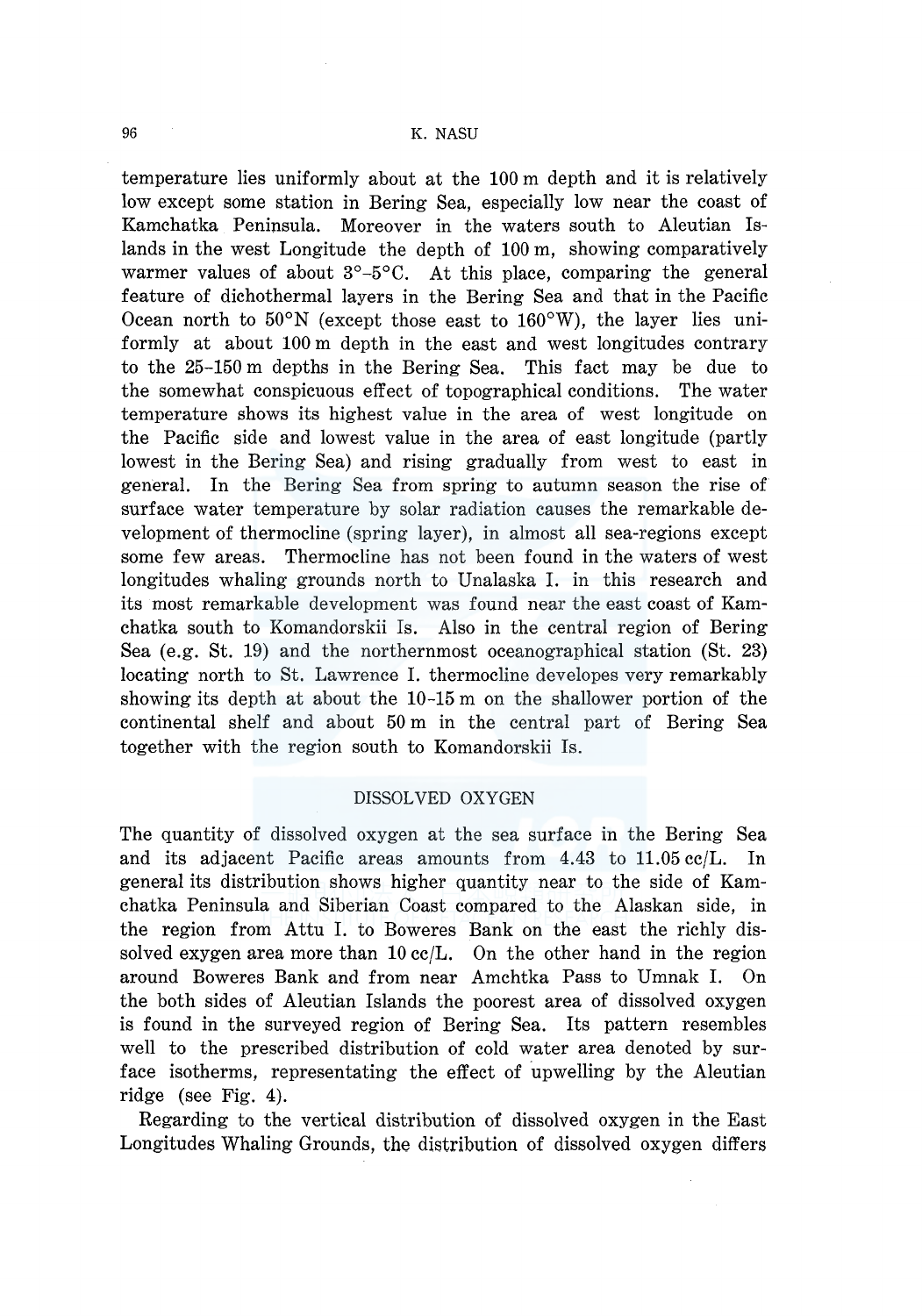temperature lies uniformly about at the 100 m depth and it is relatively low except some station in Bering Sea, especially low near the coast of Kamchatka Peninsula. Moreover in the waters south to Aleutian Islands in the west Longitude the depth of 100 m, showing comparatively warmer values of about 3°–5°C. At this place, comparing the general feature of dichothermal layers in the Bering Sea and that in the Pacific Ocean north to 50°N (except those east to 160°W), the layer lies uniformly at about 100 m depth in the east and west longitudes contrary to the 25–150 m depths in the Bering Sea. This fact may be due to the somewhat conspicuous effect of topographical conditions. The water temperature shows its highest value in the area of west longitude on the Pacific side and lowest value in the area of east longitude (partly lowest in the Bering Sea) and rising gradually from west to east in general. In the Bering Sea from spring to autumn season the rise of surface water temperature by solar radiation causes the remarkable development of thermocline (spring layer), in almost all sea-regions except some few areas. Thermocline has not been found in the waters of west longitudes whaling grounds north to Unalaska I. in this research and its most remarkable development was found near the east coast of Kamchatka south to Komandorskii Is. Also in the central region of Bering Sea (e.g. St. 19) and the northernmost oceanographical station (St. 23) locating north to St. Lawrence I. thermocline developes very remarkably showing its depth at about the 10–15 m on the shallower portion of the continental shelf and about 50 m in the central part of Bering Sea together with the region south to Komandorskii Is.

## DISSOLVED OXYGEN

The quantity of dissolved oxygen at the sea surface in the Bering Sea and its adjacent Pacific areas amounts from 4.43 to 11.05 cc/L. In general its distribution shows higher quantity near to the side of Kamchatka Peninsula and Siberian Coast compared to the Alaskan side, in the region from Attu I. to Boweres Bank on the east the richly dissolved exygen area more than 10 cc/L. On the other hand in the region around Boweres Bank and from near Amchtka Pass to Umnak I. On the both sides of Aleutian Islands the poorest area of dissolved oxygen is found in the surveyed region of Bering Sea. Its pattern resembles well to the prescribed distribution of cold water area denoted by surface isotherms, representating the effect of upwelling by the Aleutian ridge (see Fig. 4).

Regarding to the vertical distribution of dissolved oxygen in the East Longitudes Whaling Grounds, the distribution of dissolved oxygen differs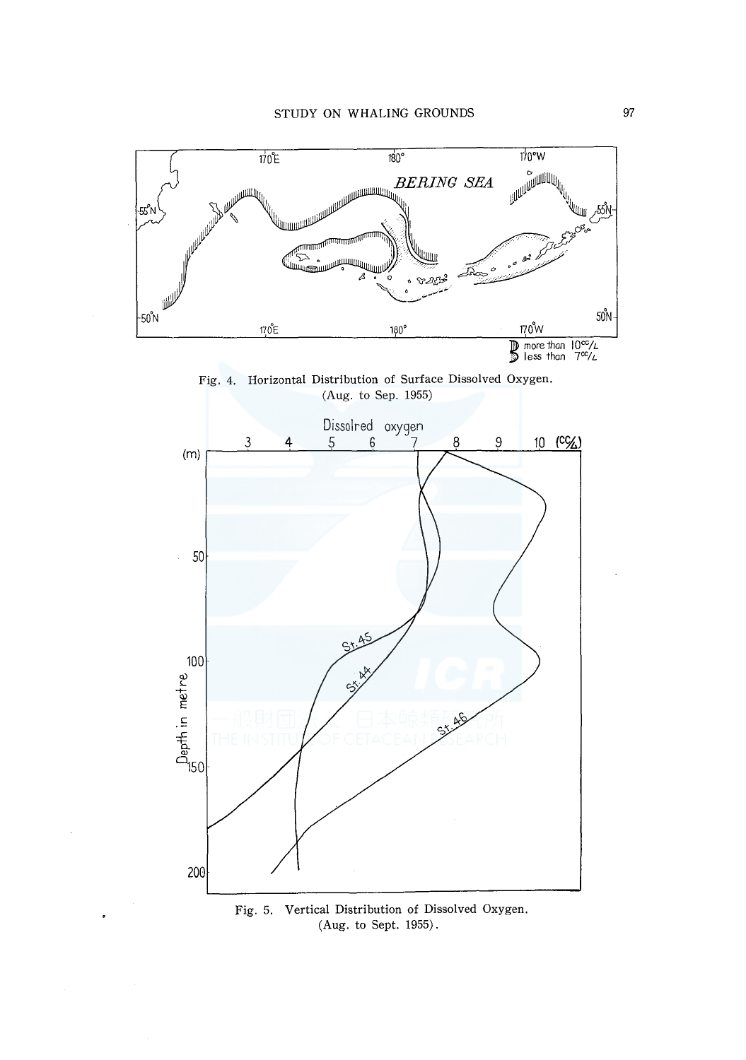Fig. 4. Horizontal Distribution of Surface Dissolved Oxygen. (Aug. to Sep. 1955)

Fig. 5. Vertical Distribution of Dissolved Oxygen. (Aug. to Sept. 1955).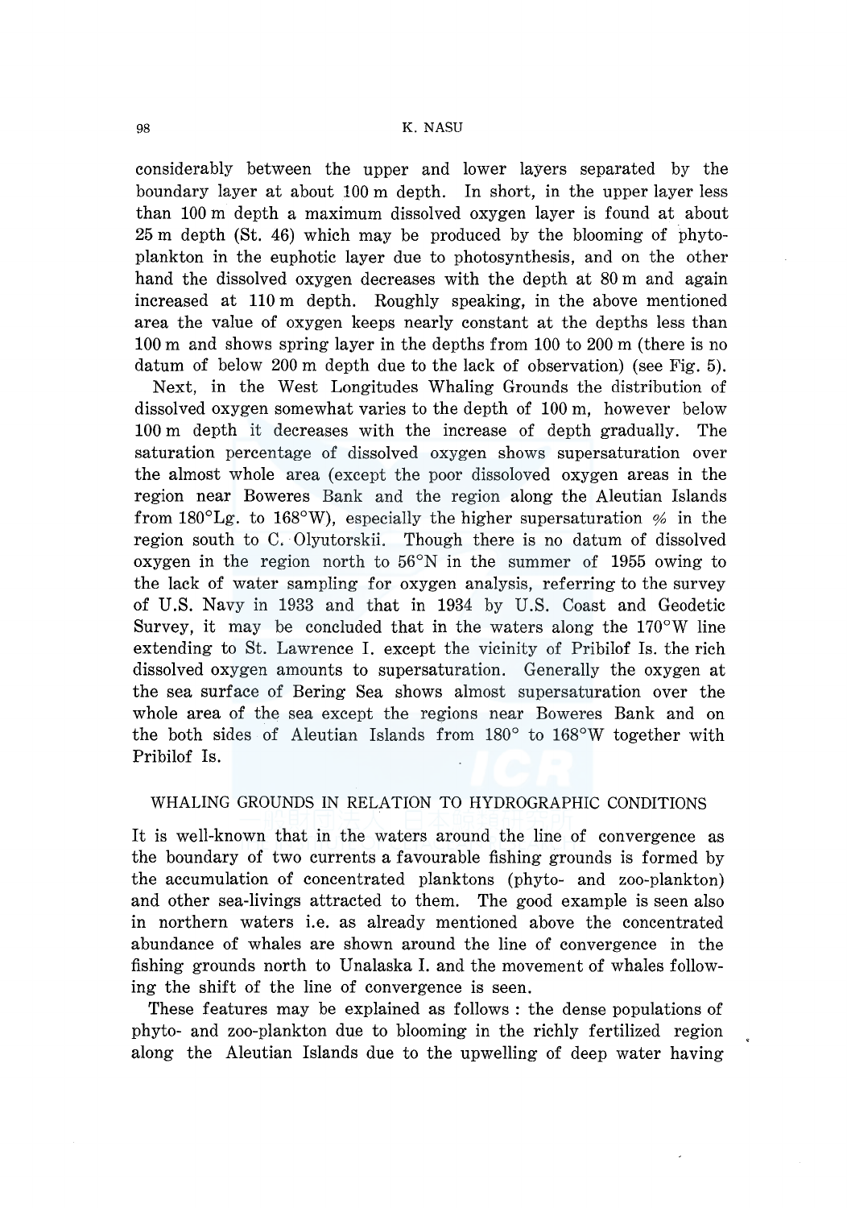considerably between the upper and lower layers separated by the boundary layer at about 100 m depth. In short, in the upper layer less than 100 m depth a maximum dissolved oxygen layer is found at about 25 m depth (St. 46) which may be produced by the blooming of phyto-plankton in the euphotic layer due to photosynthesis, and on the other hand the dissolved oxygen decreases with the depth at 80 m and again increased at 110 m depth. Roughly speaking, in the above mentioned area the value of oxygen keeps nearly constant at the depths less than 100 m and shows spring layer in the depths from 100 to 200 m (there is no datum of below 200 m depth due to the lack of observation) (see Fig. 5).

Next, in the West Longitudes Whaling Grounds the distribution of dissolved oxygen somewhat varies to the depth of 100 m, however below 100 m depth it decreases with the increase of depth gradually. The saturation percentage of dissolved oxygen shows supersaturation over the almost whole area (except the poor dissoloved oxygen areas in the region near Boweres Bank and the region along the Aleutian Islands from 180°Lg. to 168°W), especially the higher supersaturation % in the region south to C. Olyutorskii. Though there is no datum of dissolved oxygen in the region north to 56°N in the summer of 1955 owing to the lack of water sampling for oxygen analysis, referring to the survey of U.S. Navy in 1933 and that in 1934 by U.S. Coast and Geodetic Survey, it may be concluded that in the waters along the 170°W line extending to St. Lawrence I. except the vicinity of Pribilof Is. the rich dissolved oxygen amounts to supersaturation. Generally the oxygen at the sea surface of Bering Sea shows almost supersaturation over the whole area of the sea except the regions near Boweres Bank and on the both sides of Aleutian Islands from 180° to 168°W together with Pribilof Is.

## WHALING GROUNDS IN RELATION TO HYDROGRAPHIC CONDITIONS

It is well-known that in the waters around the line of convergence as the boundary of two currents a favourable fishing grounds is formed by the accumulation of concentrated planktons (phyto- and zoo-plankton) and other sea-livings attracted to them. The good example is seen also in northern waters i.e. as already mentioned above the concentrated abundance of whales are shown around the line of convergence in the fishing grounds north to Unalaska I. and the movement of whales following the shift of the line of convergence is seen.

These features may be explained as follows : the dense populations of phyto- and zoo-plankton due to blooming in the richly fertilized region along the Aleutian Islands due to the upwelling of deep water having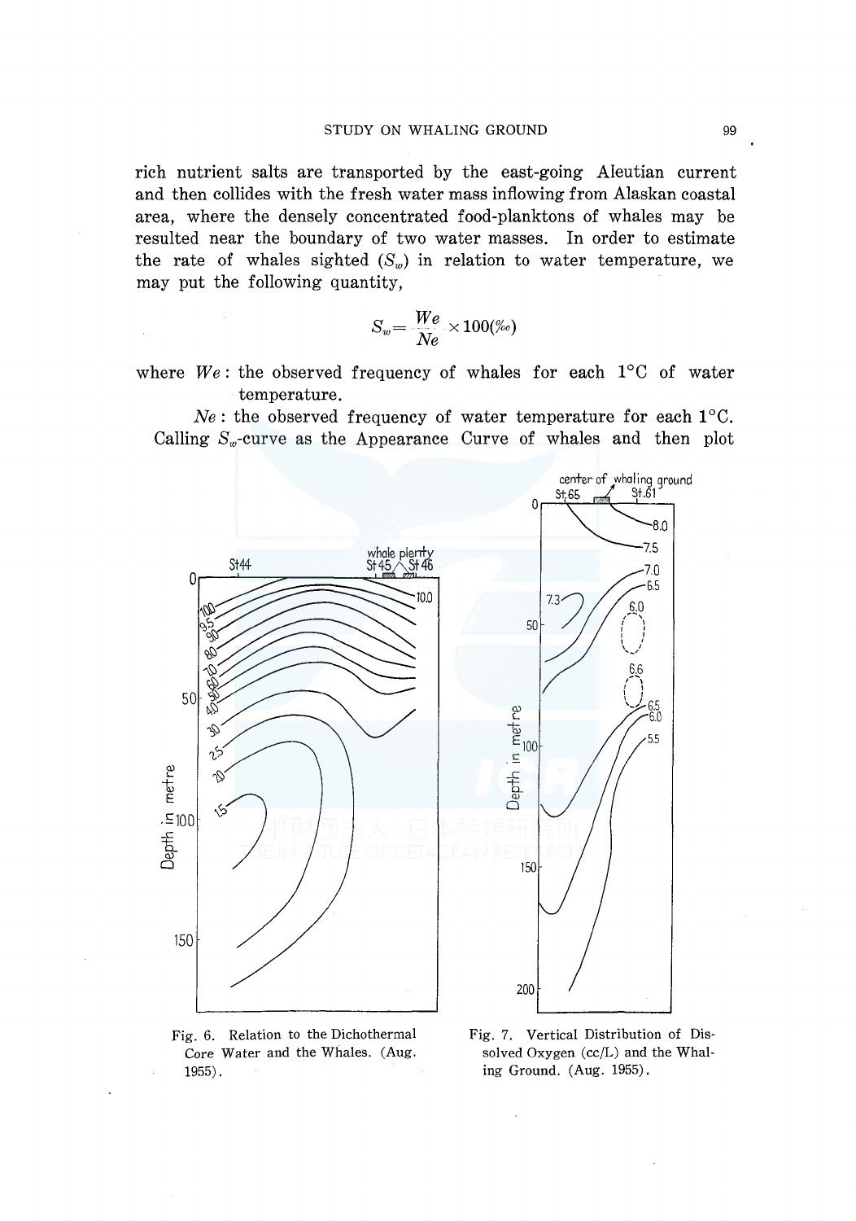rich nutrient salts are transported by the east-going Aleutian current and then collides with the fresh water mass inflowing from Alaskan coastal area, where the densely concentrated food-planktons of whales may be resulted near the boundary of two water masses. In order to estimate the rate of whales sighted ($S_w$) in relation to water temperature, we may put the following quantity,

$$S_w = \frac{We}{Ne} \times 100(‰)$$

where $We$ : the observed frequency of whales for each 1°C of water temperature.

$Ne$ : the observed frequency of water temperature for each 1°C.

Calling $S_w$-curve as the Appearance Curve of whales and then plot

Fig. 6. Relation to the Dichothermal Core Water and the Whales. (Aug. 1955).

Fig. 7. Vertical Distribution of Dissolved Oxygen (cc/L) and the Whaling Ground. (Aug. 1955).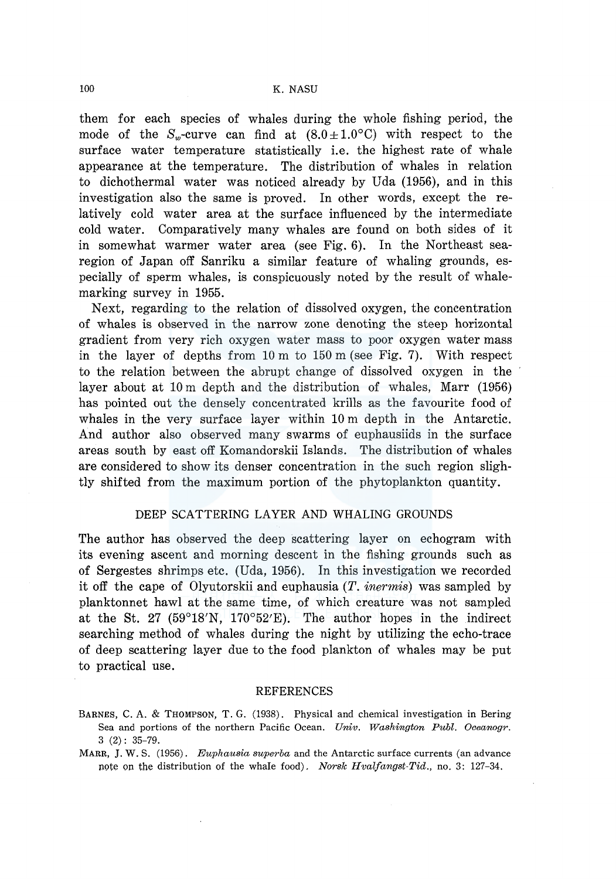them for each species of whales during the whole fishing period, the mode of the $S_w$-curve can find at $(8.0 \pm 1.0°C)$ with respect to the surface water temperature statistically i.e. the highest rate of whale appearance at the temperature. The distribution of whales in relation to dichothermal water was noticed already by Uda (1956), and in this investigation also the same is proved. In other words, except the relatively cold water area at the surface influenced by the intermediate cold water. Comparatively many whales are found on both sides of it in somewhat warmer water area (see Fig. 6). In the Northeast searegion of Japan off Sanriku a similar feature of whaling grounds, especially of sperm whales, is conspicuously noted by the result of whale-marking survey in 1955.

Next, regarding to the relation of dissolved oxygen, the concentration of whales is observed in the narrow zone denoting the steep horizontal gradient from very rich oxygen water mass to poor oxygen water mass in the layer of depths from 10 m to 150 m (see Fig. 7). With respect to the relation between the abrupt change of dissolved oxygen in the layer about at 10 m depth and the distribution of whales, Marr (1956) has pointed out the densely concentrated krills as the favourite food of whales in the very surface layer within 10 m depth in the Antarctic. And author also observed many swarms of euphausiids in the surface areas south by east off Komandorskii Islands. The distribution of whales are considered to show its denser concentration in the such region slightly shifted from the maximum portion of the phytoplankton quantity.

## DEEP SCATTERING LAYER AND WHALING GROUNDS

The author has observed the deep scattering layer on echogram with its evening ascent and morning descent in the fishing grounds such as of Sergestes shrimps etc. (Uda, 1956). In this investigation we recorded it off the cape of Olyutorskii and euphausia (*T. inermis*) was sampled by planktonnet hawl at the same time, of which creature was not sampled at the St. 27 (59°18′N, 170°52′E). The author hopes in the indirect searching method of whales during the night by utilizing the echo-trace of deep scattering layer due to the food plankton of whales may be put to practical use.

## REFERENCES

BARNES, C. A. & THOMPSON, T. G. (1938). Physical and chemical investigation in Bering Sea and portions of the northern Pacific Ocean. *Univ. Washington Publ. Oceanogr.* 3 (2): 35–79.

MARR, J. W. S. (1956). *Euphausia superba* and the Antarctic surface currents (an advance note on the distribution of the whale food). *Norsk Hvalfangst-Tid.*, no. 3: 127–34.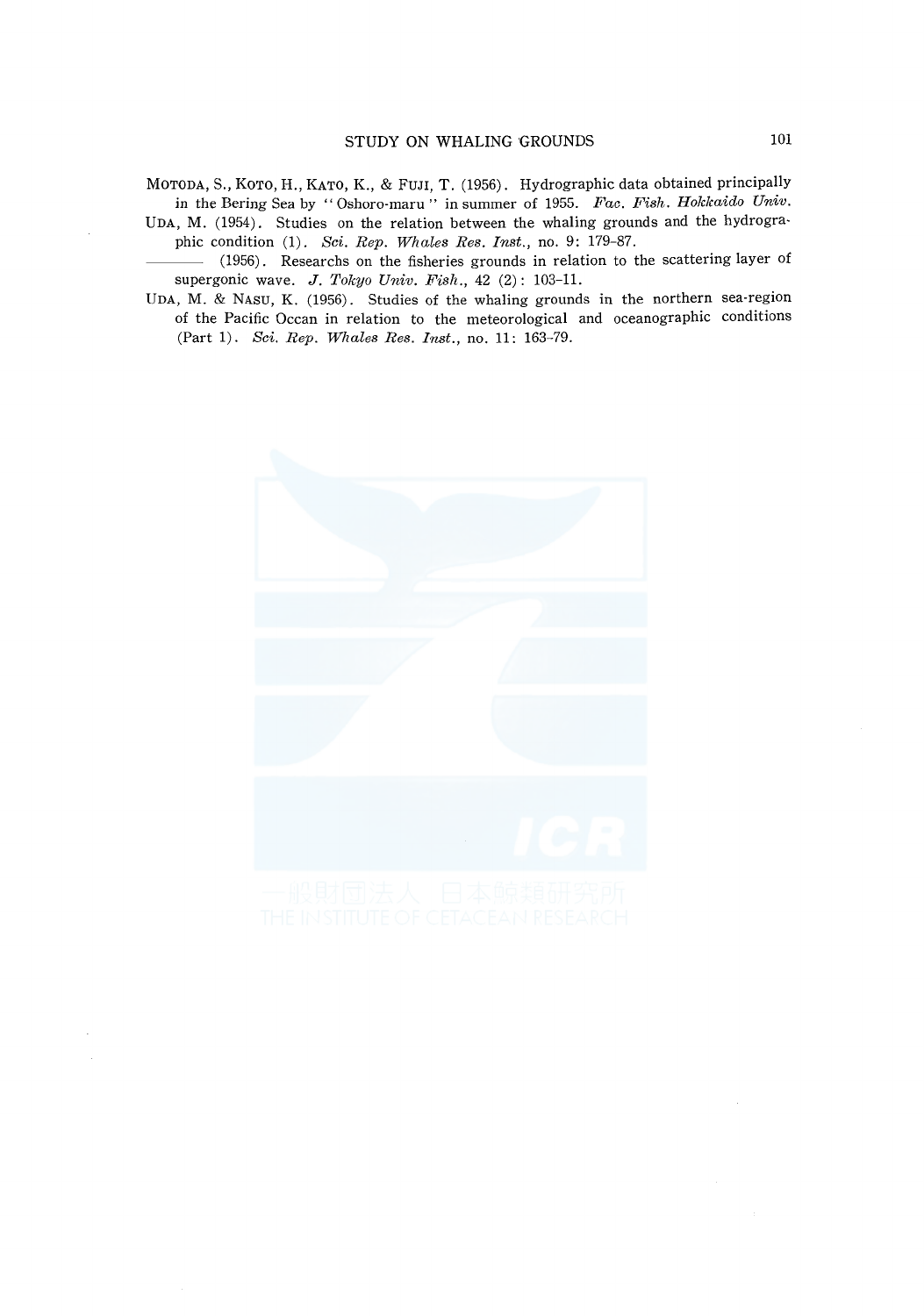Motoda, S., Koto, H., Kato, K., & Fuji, T. (1956). Hydrographic data obtained principally in the Bering Sea by "Oshoro-maru" in summer of 1955. *Fac. Fish. Hokkaido Univ.*

Uda, M. (1954). Studies on the relation between the whaling grounds and the hydrographic condition (1). *Sci. Rep. Whales Res. Inst.*, no. 9: 179–87.

——— (1956). Researchs on the fisheries grounds in relation to the scattering layer of supergonic wave. *J. Tokyo Univ. Fish.*, 42 (2): 103–11.

Uda, M. & Nasu, K. (1956). Studies of the whaling grounds in the northern sea-region of the Pacific Occan in relation to the meteorological and oceanographic conditions (Part 1). *Sci. Rep. Whales Res. Inst.*, no. 11: 163–79.